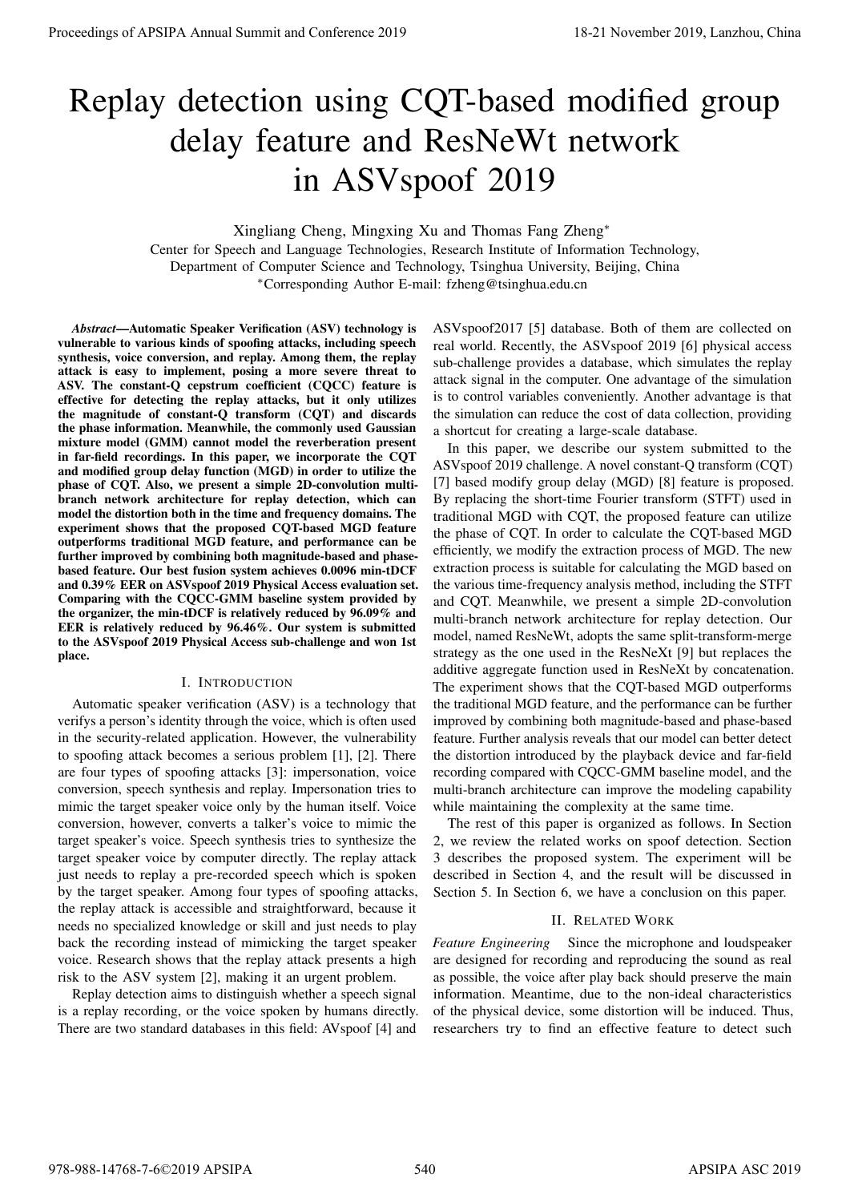# Replay detection using CQT-based modified group delay feature and ResNeWt network in ASVspoof 2019

Xingliang Cheng, Mingxing Xu and Thomas Fang Zheng*

Center for Speech and Language Technologies, Research Institute of Information Technology,
Department of Computer Science and Technology, Tsinghua University, Beijing, China
*Corresponding Author E-mail: fzheng@tsinghua.edu.cn

***Abstract*—Automatic Speaker Verification (ASV) technology is vulnerable to various kinds of spoofing attacks, including speech synthesis, voice conversion, and replay. Among them, the replay attack is easy to implement, posing a more severe threat to ASV. The constant-Q cepstrum coefficient (CQCC) feature is effective for detecting the replay attacks, but it only utilizes the magnitude of constant-Q transform (CQT) and discards the phase information. Meanwhile, the commonly used Gaussian mixture model (GMM) cannot model the reverberation present in far-field recordings. In this paper, we incorporate the CQT and modified group delay function (MGD) in order to utilize the phase of CQT. Also, we present a simple 2D-convolution multi-branch network architecture for replay detection, which can model the distortion both in the time and frequency domains. The experiment shows that the proposed CQT-based MGD feature outperforms traditional MGD feature, and performance can be further improved by combining both magnitude-based and phase-based feature. Our best fusion system achieves 0.0096 min-tDCF and 0.39% EER on ASVspoof 2019 Physical Access evaluation set. Comparing with the CQCC-GMM baseline system provided by the organizer, the min-tDCF is relatively reduced by 96.09% and EER is relatively reduced by 96.46%. Our system is submitted to the ASVspoof 2019 Physical Access sub-challenge and won 1st place.**

## I. Introduction

Automatic speaker verification (ASV) is a technology that verifys a person's identity through the voice, which is often used in the security-related application. However, the vulnerability to spoofing attack becomes a serious problem [1], [2]. There are four types of spoofing attacks [3]: impersonation, voice conversion, speech synthesis and replay. Impersonation tries to mimic the target speaker voice only by the human itself. Voice conversion, however, converts a talker's voice to mimic the target speaker's voice. Speech synthesis tries to synthesize the target speaker voice by computer directly. The replay attack just needs to replay a pre-recorded speech which is spoken by the target speaker. Among four types of spoofing attacks, the replay attack is accessible and straightforward, because it needs no specialized knowledge or skill and just needs to play back the recording instead of mimicking the target speaker voice. Research shows that the replay attack presents a high risk to the ASV system [2], making it an urgent problem.

Replay detection aims to distinguish whether a speech signal is a replay recording, or the voice spoken by humans directly. There are two standard databases in this field: AVspoof [4] and ASVspoof2017 [5] database. Both of them are collected on real world. Recently, the ASVspoof 2019 [6] physical access sub-challenge provides a database, which simulates the replay attack signal in the computer. One advantage of the simulation is to control variables conveniently. Another advantage is that the simulation can reduce the cost of data collection, providing a shortcut for creating a large-scale database.

In this paper, we describe our system submitted to the ASVspoof 2019 challenge. A novel constant-Q transform (CQT) [7] based modify group delay (MGD) [8] feature is proposed. By replacing the short-time Fourier transform (STFT) used in traditional MGD with CQT, the proposed feature can utilize the phase of CQT. In order to calculate the CQT-based MGD efficiently, we modify the extraction process of MGD. The new extraction process is suitable for calculating the MGD based on the various time-frequency analysis method, including the STFT and CQT. Meanwhile, we present a simple 2D-convolution multi-branch network architecture for replay detection. Our model, named ResNeWt, adopts the same split-transform-merge strategy as the one used in the ResNeXt [9] but replaces the additive aggregate function used in ResNeXt by concatenation. The experiment shows that the CQT-based MGD outperforms the traditional MGD feature, and the performance can be further improved by combining both magnitude-based and phase-based feature. Further analysis reveals that our model can better detect the distortion introduced by the playback device and far-field recording compared with CQCC-GMM baseline model, and the multi-branch architecture can improve the modeling capability while maintaining the complexity at the same time.

The rest of this paper is organized as follows. In Section 2, we review the related works on spoof detection. Section 3 describes the proposed system. The experiment will be described in Section 4, and the result will be discussed in Section 5. In Section 6, we have a conclusion on this paper.

## II. Related Work

*Feature Engineering* Since the microphone and loudspeaker are designed for recording and reproducing the sound as real as possible, the voice after play back should preserve the main information. Meantime, due to the non-ideal characteristics of the physical device, some distortion will be induced. Thus, researchers try to find an effective feature to detect such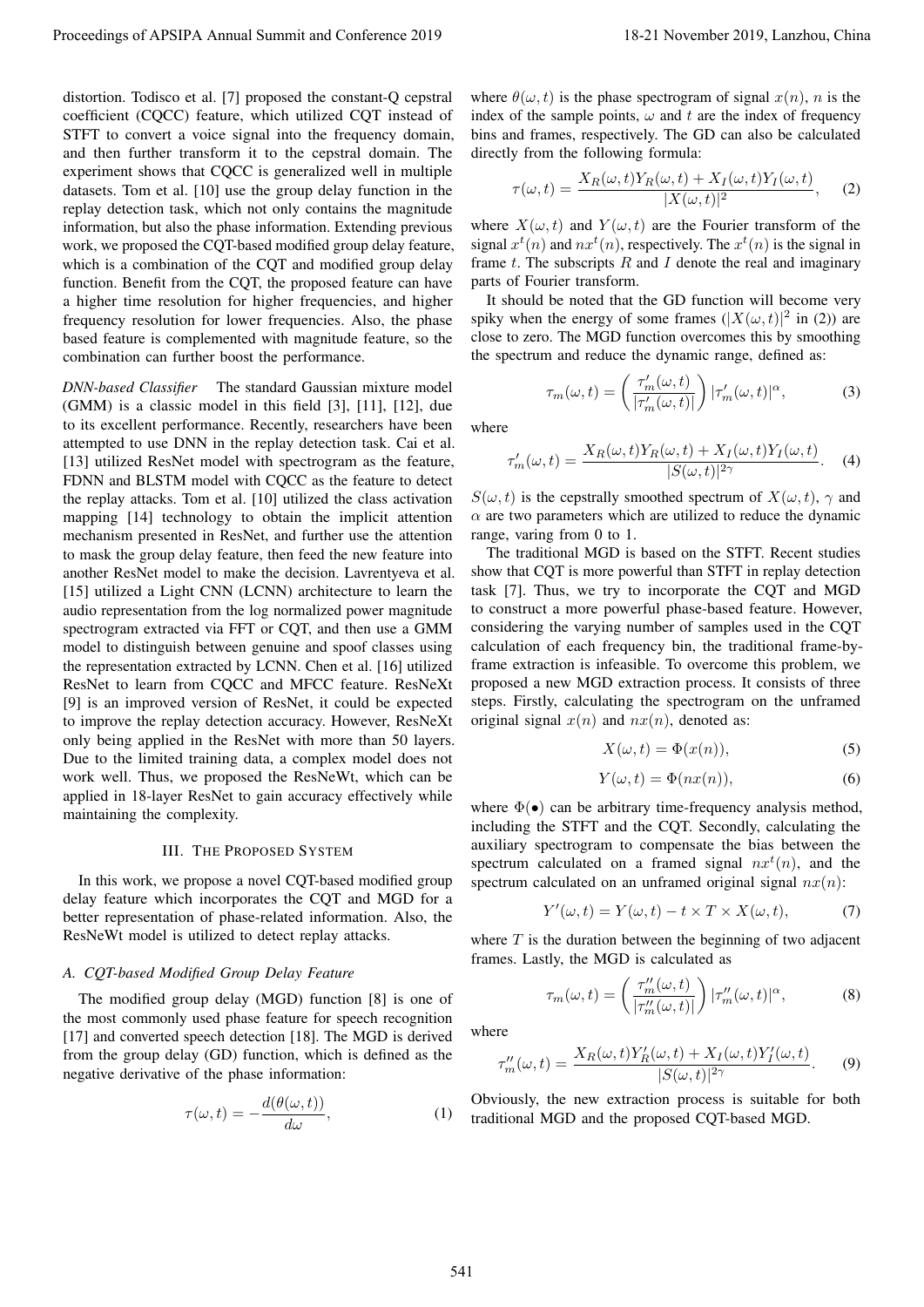distortion. Todisco et al. [7] proposed the constant-Q cepstral coefficient (CQCC) feature, which utilized CQT instead of STFT to convert a voice signal into the frequency domain, and then further transform it to the cepstral domain. The experiment shows that CQCC is generalized well in multiple datasets. Tom et al. [10] use the group delay function in the replay detection task, which not only contains the magnitude information, but also the phase information. Extending previous work, we proposed the CQT-based modified group delay feature, which is a combination of the CQT and modified group delay function. Benefit from the CQT, the proposed feature can have a higher time resolution for higher frequencies, and higher frequency resolution for lower frequencies. Also, the phase based feature is complemented with magnitude feature, so the combination can further boost the performance.

*DNN-based Classifier* The standard Gaussian mixture model (GMM) is a classic model in this field [3], [11], [12], due to its excellent performance. Recently, researchers have been attempted to use DNN in the replay detection task. Cai et al. [13] utilized ResNet model with spectrogram as the feature, FDNN and BLSTM model with CQCC as the feature to detect the replay attacks. Tom et al. [10] utilized the class activation mapping [14] technology to obtain the implicit attention mechanism presented in ResNet, and further use the attention to mask the group delay feature, then feed the new feature into another ResNet model to make the decision. Lavrentyeva et al. [15] utilized a Light CNN (LCNN) architecture to learn the audio representation from the log normalized power magnitude spectrogram extracted via FFT or CQT, and then use a GMM model to distinguish between genuine and spoof classes using the representation extracted by LCNN. Chen et al. [16] utilized ResNet to learn from CQCC and MFCC feature. ResNeXt [9] is an improved version of ResNet, it could be expected to improve the replay detection accuracy. However, ResNeXt only being applied in the ResNet with more than 50 layers. Due to the limited training data, a complex model does not work well. Thus, we proposed the ResNeWt, which can be applied in 18-layer ResNet to gain accuracy effectively while maintaining the complexity.

## III. The Proposed System

In this work, we propose a novel CQT-based modified group delay feature which incorporates the CQT and MGD for a better representation of phase-related information. Also, the ResNeWt model is utilized to detect replay attacks.

### A. CQT-based Modified Group Delay Feature

The modified group delay (MGD) function [8] is one of the most commonly used phase feature for speech recognition [17] and converted speech detection [18]. The MGD is derived from the group delay (GD) function, which is defined as the negative derivative of the phase information:

$$\tau(\omega, t) = -\frac{d(\theta(\omega, t))}{d\omega}, \tag{1}$$

where $\theta(\omega, t)$ is the phase spectrogram of signal $x(n)$, $n$ is the index of the sample points, $\omega$ and $t$ are the index of frequency bins and frames, respectively. The GD can also be calculated directly from the following formula:

$$\tau(\omega, t) = \frac{X_R(\omega, t)Y_R(\omega, t) + X_I(\omega, t)Y_I(\omega, t)}{|X(\omega, t)|^2}, \tag{2}$$

where $X(\omega, t)$ and $Y(\omega, t)$ are the Fourier transform of the signal $x^t(n)$ and $nx^t(n)$, respectively. The $x^t(n)$ is the signal in frame $t$. The subscripts $R$ and $I$ denote the real and imaginary parts of Fourier transform.

It should be noted that the GD function will become very spiky when the energy of some frames ($|X(\omega, t)|^2$ in (2)) are close to zero. The MGD function overcomes this by smoothing the spectrum and reduce the dynamic range, defined as:

$$\tau_m(\omega, t) = \left(\frac{\tau'_m(\omega, t)}{|\tau'_m(\omega, t)|}\right)|\tau'_m(\omega, t)|^\alpha, \tag{3}$$

where

$$\tau'_m(\omega, t) = \frac{X_R(\omega, t)Y_R(\omega, t) + X_I(\omega, t)Y_I(\omega, t)}{|S(\omega, t)|^{2\gamma}}. \tag{4}$$

$S(\omega, t)$ is the cepstrally smoothed spectrum of $X(\omega, t)$. $\gamma$ and $\alpha$ are two parameters which are utilized to reduce the dynamic range, varing from 0 to 1.

The traditional MGD is based on the STFT. Recent studies show that CQT is more powerful than STFT in replay detection task [7]. Thus, we try to incorporate the CQT and MGD to construct a more powerful phase-based feature. However, considering the varying number of samples used in the CQT calculation of each frequency bin, the traditional frame-by-frame extraction is infeasible. To overcome this problem, we proposed a new MGD extraction process. It consists of three steps. Firstly, calculating the spectrogram on the unframed original signal $x(n)$ and $nx(n)$, denoted as:

$$X(\omega, t) = \Phi(x(n)), \tag{5}$$

$$Y(\omega, t) = \Phi(nx(n)), \tag{6}$$

where $\Phi(\bullet)$ can be arbitrary time-frequency analysis method, including the STFT and the CQT. Secondly, calculating the auxiliary spectrogram to compensate the bias between the spectrum calculated on a framed signal $nx^t(n)$, and the spectrum calculated on an unframed original signal $nx(n)$:

$$Y'(\omega, t) = Y(\omega, t) - t \times T \times X(\omega, t), \tag{7}$$

where $T$ is the duration between the beginning of two adjacent frames. Lastly, the MGD is calculated as

$$\tau_m(\omega, t) = \left(\frac{\tau''_m(\omega, t)}{|\tau''_m(\omega, t)|}\right)|\tau''_m(\omega, t)|^\alpha, \tag{8}$$

where

$$\tau''_m(\omega, t) = \frac{X_R(\omega, t)Y'_R(\omega, t) + X_I(\omega, t)Y'_I(\omega, t)}{|S(\omega, t)|^{2\gamma}}. \tag{9}$$

Obviously, the new extraction process is suitable for both traditional MGD and the proposed CQT-based MGD.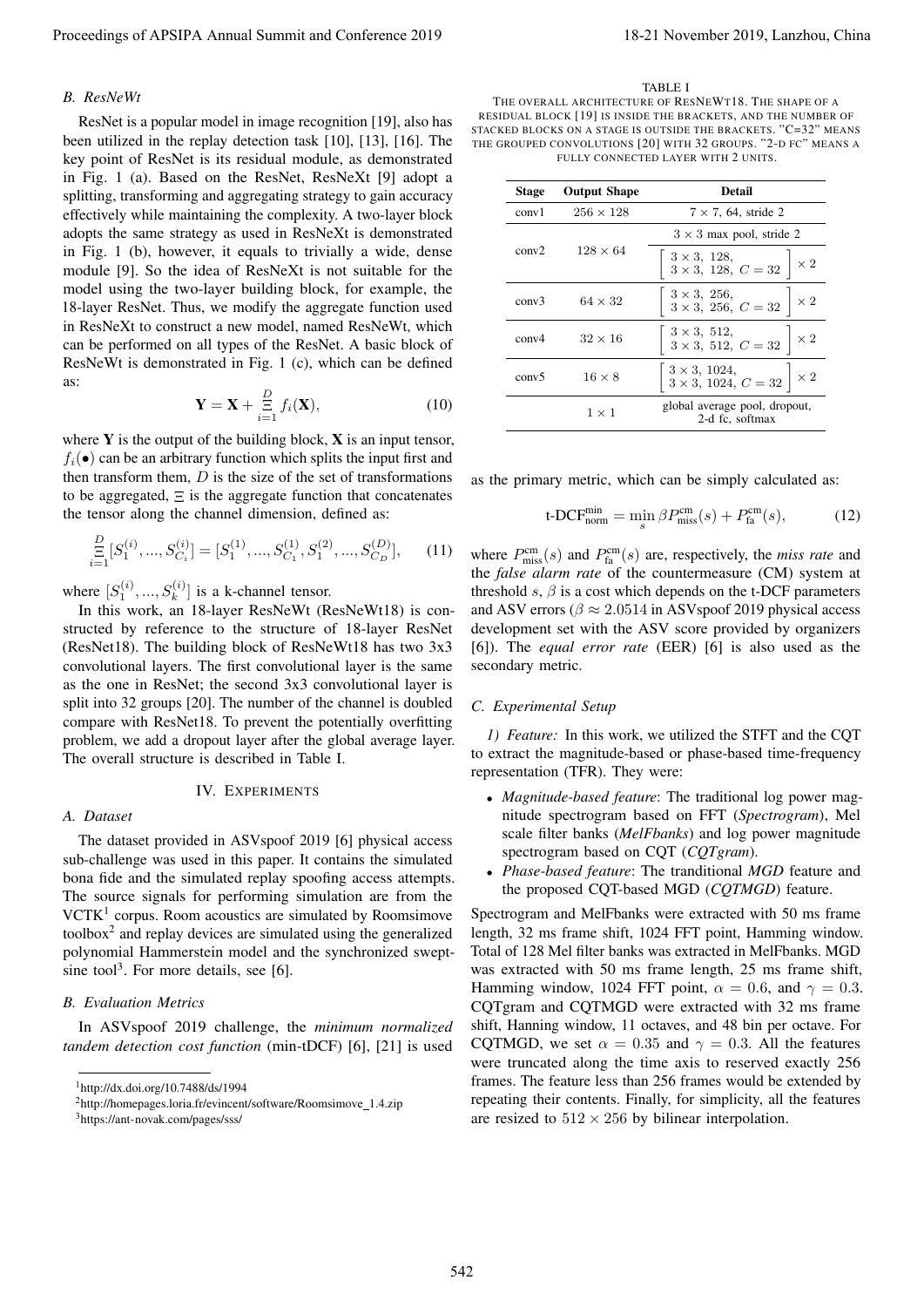### B. ResNeWt

ResNet is a popular model in image recognition [19], also has been utilized in the replay detection task [10], [13], [16]. The key point of ResNet is its residual module, as demonstrated in Fig. 1 (a). Based on the ResNet, ResNeXt [9] adopt a splitting, transforming and aggregating strategy to gain accuracy effectively while maintaining the complexity. A two-layer block adopts the same strategy as used in ResNeXt is demonstrated in Fig. 1 (b), however, it equals to trivially a wide, dense module [9]. So the idea of ResNeXt is not suitable for the model using the two-layer building block, for example, the 18-layer ResNet. Thus, we modify the aggregate function used in ResNeXt to construct a new model, named ResNeWt, which can be performed on all types of the ResNet. A basic block of ResNeWt is demonstrated in Fig. 1 (c), which can be defined as:

$$\mathbf{Y} = \mathbf{X} + \overset{D}{\underset{i=1}{\Xi}} f_i(\mathbf{X}), \tag{10}$$

where $\mathbf{Y}$ is the output of the building block, $\mathbf{X}$ is an input tensor, $f_i(\bullet)$ can be an arbitrary function which splits the input first and then transform them, $D$ is the size of the set of transformations to be aggregated, $\Xi$ is the aggregate function that concatenates the tensor along the channel dimension, defined as:

$$\overset{D}{\underset{i=1}{\Xi}} [S_1^{(i)}, ..., S_{C_i}^{(i)}] = [S_1^{(1)}, ..., S_{C_1}^{(1)}, S_1^{(2)}, ..., S_{C_D}^{(D)}], \tag{11}$$

where $[S_1^{(i)}, ..., S_k^{(i)}]$ is a k-channel tensor.

In this work, an 18-layer ResNeWt (ResNeWt18) is constructed by reference to the structure of 18-layer ResNet (ResNet18). The building block of ResNeWt18 has two 3x3 convolutional layers. The first convolutional layer is the same as the one in ResNet; the second 3x3 convolutional layer is split into 32 groups [20]. The number of the channel is doubled compare with ResNet18. To prevent the potentially overfitting problem, we add a dropout layer after the global average layer. The overall structure is described in Table I.

TABLE I
THE OVERALL ARCHITECTURE OF RESNEWT18. THE SHAPE OF A RESIDUAL BLOCK [19] IS INSIDE THE BRACKETS, AND THE NUMBER OF STACKED BLOCKS ON A STAGE IS OUTSIDE THE BRACKETS. "C=32" MEANS THE GROUPED CONVOLUTIONS [20] WITH 32 GROUPS. "2-D FC" MEANS A FULLY CONNECTED LAYER WITH 2 UNITS.

| Stage | Output Shape | Detail |
|---|---|---|
| conv1 | $256 \times 128$ | $7 \times 7$, 64, stride 2 |
| conv2 | $128 \times 64$ | $3 \times 3$ max pool, stride 2 |
| | | $\begin{bmatrix} 3 \times 3,\ 128, \\ 3 \times 3,\ 128,\ C = 32 \end{bmatrix} \times 2$ |
| conv3 | $64 \times 32$ | $\begin{bmatrix} 3 \times 3,\ 256, \\ 3 \times 3,\ 256,\ C = 32 \end{bmatrix} \times 2$ |
| conv4 | $32 \times 16$ | $\begin{bmatrix} 3 \times 3,\ 512, \\ 3 \times 3,\ 512,\ C = 32 \end{bmatrix} \times 2$ |
| conv5 | $16 \times 8$ | $\begin{bmatrix} 3 \times 3,\ 1024, \\ 3 \times 3,\ 1024,\ C = 32 \end{bmatrix} \times 2$ |
| | $1 \times 1$ | global average pool, dropout, 2-d fc, softmax |

## IV. EXPERIMENTS

### A. Dataset

The dataset provided in ASVspoof 2019 [6] physical access sub-challenge was used in this paper. It contains the simulated bona fide and the simulated replay spoofing access attempts. The source signals for performing simulation are from the VCTK[1] corpus. Room acoustics are simulated by Roomsimove toolbox[2] and replay devices are simulated using the generalized polynomial Hammerstein model and the synchronized swept-sine tool[3]. For more details, see [6].

### B. Evaluation Metrics

In ASVspoof 2019 challenge, the *minimum normalized tandem detection cost function* (min-tDCF) [6], [21] is used as the primary metric, which can be simply calculated as:

$$\text{t-DCF}_{\text{norm}}^{\min} = \min_s \beta P_{\text{miss}}^{\text{cm}}(s) + P_{\text{fa}}^{\text{cm}}(s), \tag{12}$$

where $P_{\text{miss}}^{\text{cm}}(s)$ and $P_{\text{fa}}^{\text{cm}}(s)$ are, respectively, the *miss rate* and the *false alarm rate* of the countermeasure (CM) system at threshold $s$, $\beta$ is a cost which depends on the t-DCF parameters and ASV errors ($\beta \approx 2.0514$ in ASVspoof 2019 physical access development set with the ASV score provided by organizers [6]). The *equal error rate* (EER) [6] is also used as the secondary metric.

### C. Experimental Setup

*1) Feature:* In this work, we utilized the STFT and the CQT to extract the magnitude-based or phase-based time-frequency representation (TFR). They were:

- *Magnitude-based feature*: The traditional log power magnitude spectrogram based on FFT (*Spectrogram*), Mel scale filter banks (*MelFbanks*) and log power magnitude spectrogram based on CQT (*CQTgram*).
- *Phase-based feature*: The tranditional *MGD* feature and the proposed CQT-based MGD (*CQTMGD*) feature.

Spectrogram and MelFbanks were extracted with 50 ms frame length, 32 ms frame shift, 1024 FFT point, Hamming window. Total of 128 Mel filter banks was extracted in MelFbanks. MGD was extracted with 50 ms frame length, 25 ms frame shift, Hamming window, 1024 FFT point, $\alpha = 0.6$, and $\gamma = 0.3$. CQTgram and CQTMGD were extracted with 32 ms frame shift, Hanning window, 11 octaves, and 48 bin per octave. For CQTMGD, we set $\alpha = 0.35$ and $\gamma = 0.3$. All the features were truncated along the time axis to reserved exactly 256 frames. The feature less than 256 frames would be extended by repeating their contents. Finally, for simplicity, all the features are resized to $512 \times 256$ by bilinear interpolation.

[1] http://dx.doi.org/10.7488/ds/1994

[2] http://homepages.loria.fr/evincent/software/Roomsimove_1.4.zip

[3] https://ant-novak.com/pages/sss/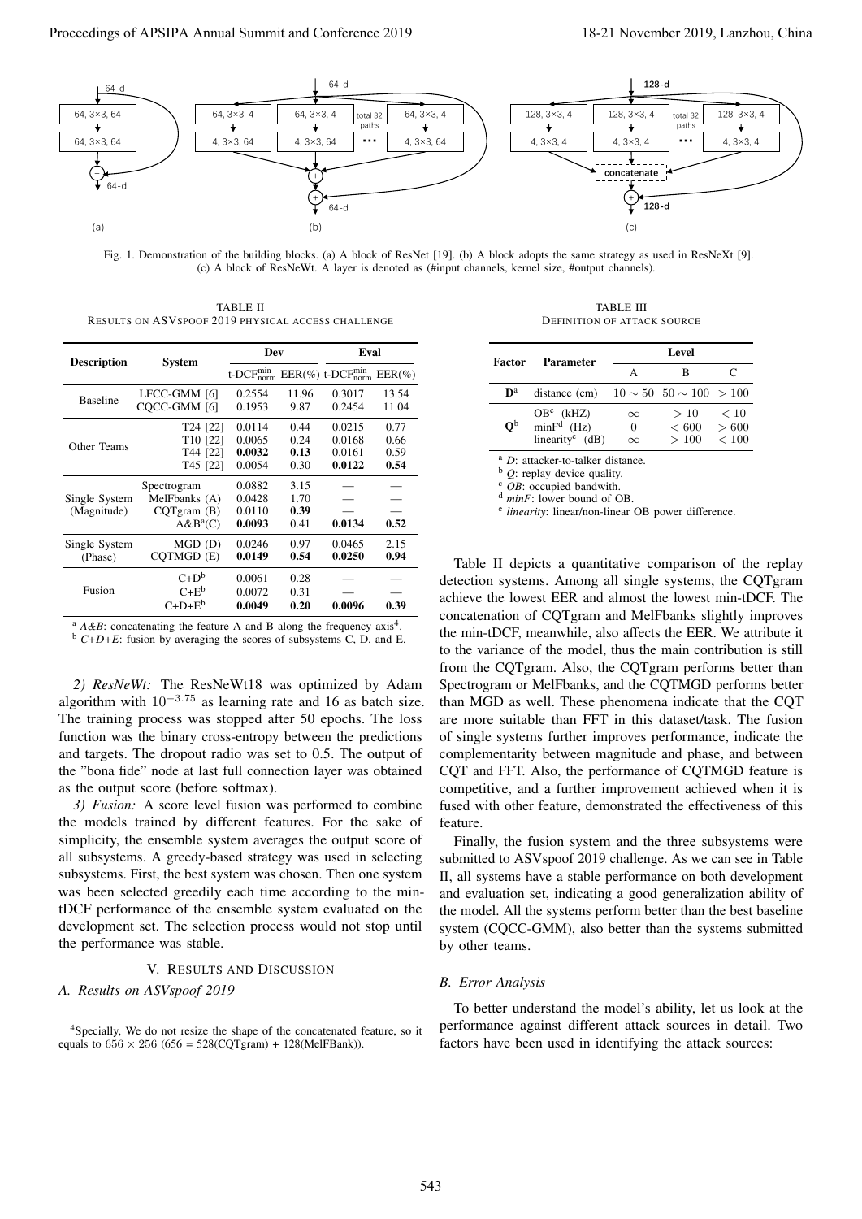Fig. 1. Demonstration of the building blocks. (a) A block of ResNet [19]. (b) A block adopts the same strategy as used in ResNeXt [9]. (c) A block of ResNeWt. A layer is denoted as (#input channels, kernel size, #output channels).

2) *ResNeWt:* The ResNeWt18 was optimized by Adam algorithm with $10^{-3.75}$ as learning rate and 16 as batch size. The training process was stopped after 50 epochs. The loss function was the binary cross-entropy between the predictions and targets. The dropout radio was set to 0.5. The output of the "bona fide" node at last full connection layer was obtained as the output score (before softmax).

3) *Fusion:* A score level fusion was performed to combine the models trained by different features. For the sake of simplicity, the ensemble system averages the output score of all subsystems. A greedy-based strategy was used in selecting subsystems. First, the best system was chosen. Then one system was been selected greedily each time according to the min-tDCF performance of the ensemble system evaluated on the development set. The selection process would not stop until the performance was stable.

## V. Results and Discussion

### A. Results on ASVspoof 2019

TABLE II
RESULTS ON ASVSPOOF 2019 PHYSICAL ACCESS CHALLENGE

| Description | System | Dev | | Eval | |
|---|---|---|---|---|---|
| | | t-DCF$^{\min}_{\text{norm}}$ | EER(%) | t-DCF$^{\min}_{\text{norm}}$ | EER(%) |
| Baseline | LFCC-GMM [6] | 0.2554 | 11.96 | 0.3017 | 13.54 |
| | CQCC-GMM [6] | 0.1953 | 9.87 | 0.2454 | 11.04 |
| Other Teams | T24 [22] | 0.0114 | 0.44 | 0.0215 | 0.77 |
| | T10 [22] | 0.0065 | 0.24 | 0.0168 | 0.66 |
| | T44 [22] | **0.0032** | **0.13** | 0.0161 | 0.59 |
| | T45 [22] | 0.0054 | 0.30 | **0.0122** | **0.54** |
| Single System (Magnitude) | Spectrogram | 0.0882 | 3.15 | — | — |
| | MelFbanks (A) | 0.0428 | 1.70 | — | — |
| | CQTgram (B) | 0.0110 | **0.39** | — | — |
| | A&B[a](C) | **0.0093** | 0.41 | **0.0134** | **0.52** |
| Single System (Phase) | MGD (D) | 0.0246 | 0.97 | 0.0465 | 2.15 |
| | CQTMGD (E) | **0.0149** | **0.54** | **0.0250** | **0.94** |
| Fusion | C+D[b] | 0.0061 | 0.28 | — | — |
| | C+E[b] | 0.0072 | 0.31 | — | — |
| | C+D+E[b] | **0.0049** | **0.20** | **0.0096** | **0.39** |

[a] *A&B*: concatenating the feature A and B along the frequency axis[4].
[b] *C+D+E*: fusion by averaging the scores of subsystems C, D, and E.

[4] Specially, We do not resize the shape of the concatenated feature, so it equals to $656 \times 256$ (656 = 528(CQTgram) + 128(MelFBank)).

TABLE III
DEFINITION OF ATTACK SOURCE

| Factor | Parameter | Level | | |
|---|---|---|---|---|
| | | A | B | C |
| **D**[a] | distance (cm) | $10 \sim 50$ | $50 \sim 100$ | $> 100$ |
| **Q**[b] | OB[c] (kHZ) | $\infty$ | $> 10$ | $< 10$ |
| | minF[d] (Hz) | 0 | $< 600$ | $> 600$ |
| | linearity[e] (dB) | $\infty$ | $> 100$ | $< 100$ |

[a] *D*: attacker-to-talker distance.
[b] *Q*: replay device quality.
[c] *OB*: occupied bandwith.
[d] *minF*: lower bound of OB.
[e] *linearity*: linear/non-linear OB power difference.

Table II depicts a quantitative comparison of the replay detection systems. Among all single systems, the CQTgram achieve the lowest EER and almost the lowest min-tDCF. The concatenation of CQTgram and MelFbanks slightly improves the min-tDCF, meanwhile, also affects the EER. We attribute it to the variance of the model, thus the main contribution is still from the CQTgram. Also, the CQTgram performs better than Spectrogram or MelFbanks, and the CQTMGD performs better than MGD as well. These phenomena indicate that the CQT are more suitable than FFT in this dataset/task. The fusion of single systems further improves performance, indicate the complementarity between magnitude and phase, and between CQT and FFT. Also, the performance of CQTMGD feature is competitive, and a further improvement achieved when it is fused with other feature, demonstrated the effectiveness of this feature.

Finally, the fusion system and the three subsystems were submitted to ASVspoof 2019 challenge. As we can see in Table II, all systems have a stable performance on both development and evaluation set, indicating a good generalization ability of the model. All the systems perform better than the best baseline system (CQCC-GMM), also better than the systems submitted by other teams.

### B. Error Analysis

To better understand the model's ability, let us look at the performance against different attack sources in detail. Two factors have been used in identifying the attack sources: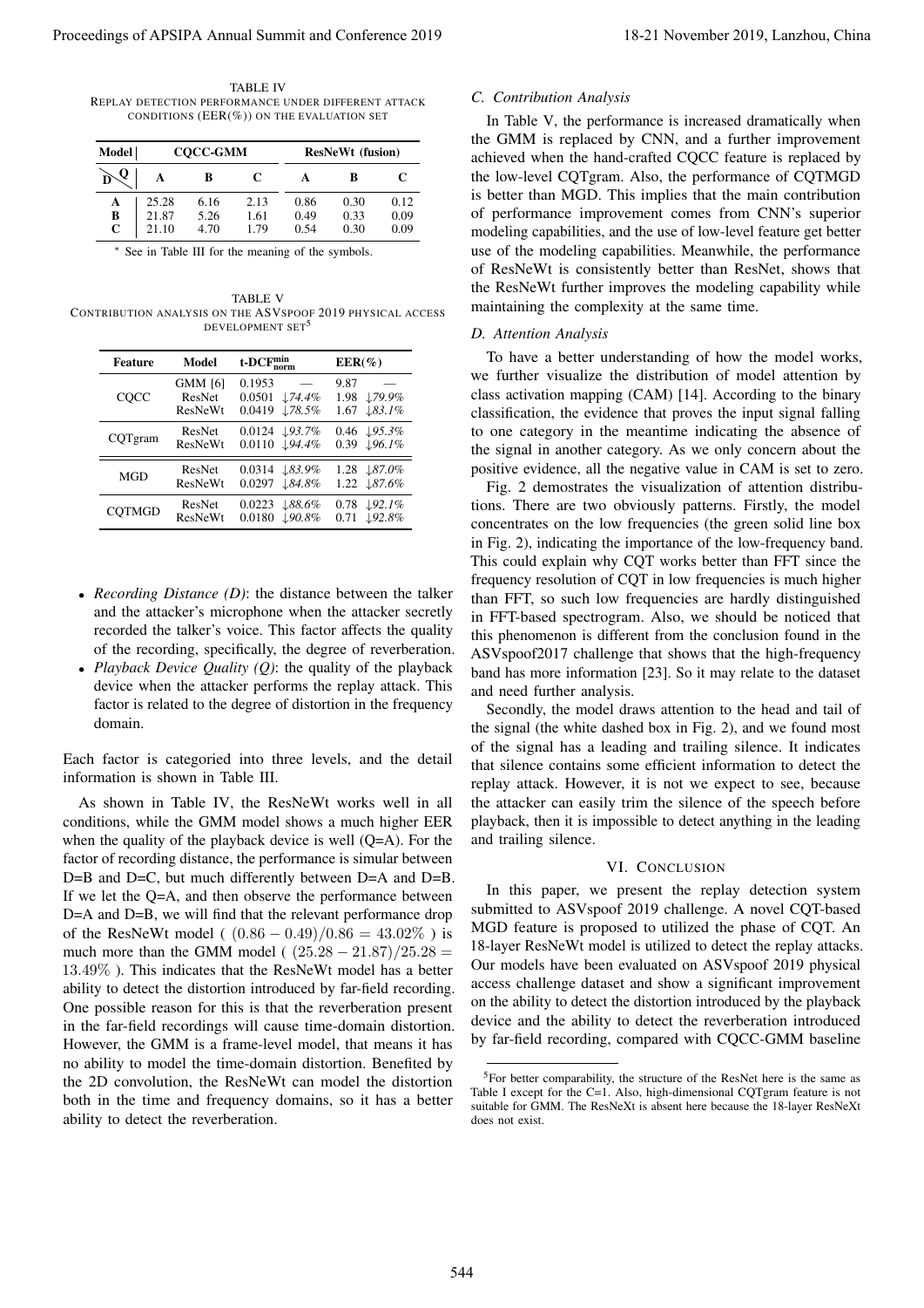TABLE IV
REPLAY DETECTION PERFORMANCE UNDER DIFFERENT ATTACK CONDITIONS (EER(%)) ON THE EVALUATION SET

| Model | CQCC-GMM | | | ResNeWt (fusion) | | |
|---|---|---|---|---|---|---|
| D \ Q | A | B | C | A | B | C |
| A | 25.28 | 6.16 | 2.13 | 0.86 | 0.30 | 0.12 |
| B | 21.87 | 5.26 | 1.61 | 0.49 | 0.33 | 0.09 |
| C | 21.10 | 4.70 | 1.79 | 0.54 | 0.30 | 0.09 |

* See in Table III for the meaning of the symbols.

TABLE V
CONTRIBUTION ANALYSIS ON THE ASVSPOOF 2019 PHYSICAL ACCESS DEVELOPMENT SET[5]

| Feature | Model | $\text{t-DCF}_{\text{norm}}^{\text{min}}$ | | EER(%) | |
|---|---|---|---|---|---|
| CQCC | GMM [6] | 0.1953 | — | 9.87 | — |
| | ResNet | 0.0501 | ↓74.4% | 1.98 | ↓79.9% |
| | ResNeWt | 0.0419 | ↓78.5% | 1.67 | ↓83.1% |
| CQTgram | ResNet | 0.0124 | ↓93.7% | 0.46 | ↓95.3% |
| | ResNeWt | 0.0110 | ↓94.4% | 0.39 | ↓96.1% |
| MGD | ResNet | 0.0314 | ↓83.9% | 1.28 | ↓87.0% |
| | ResNeWt | 0.0297 | ↓84.8% | 1.22 | ↓87.6% |
| CQTMGD | ResNet | 0.0223 | ↓88.6% | 0.78 | ↓92.1% |
| | ResNeWt | 0.0180 | ↓90.8% | 0.71 | ↓92.8% |

- *Recording Distance (D)*: the distance between the talker and the attacker's microphone when the attacker secretly recorded the talker's voice. This factor affects the quality of the recording, specifically, the degree of reverberation.
- *Playback Device Quality (Q)*: the quality of the playback device when the attacker performs the replay attack. This factor is related to the degree of distortion in the frequency domain.

Each factor is categoried into three levels, and the detail information is shown in Table III.

As shown in Table IV, the ResNeWt works well in all conditions, while the GMM model shows a much higher EER when the quality of the playback device is well (Q=A). For the factor of recording distance, the performance is simular between D=B and D=C, but much differently between D=A and D=B. If we let the Q=A, and then observe the performance between D=A and D=B, we will find that the relevant performance drop of the ResNeWt model ( $(0.86 - 0.49)/0.86 = 43.02\%$ ) is much more than the GMM model ( $(25.28 - 21.87)/25.28 = 13.49\%$ ). This indicates that the ResNeWt model has a better ability to detect the distortion introduced by far-field recording. One possible reason for this is that the reverberation present in the far-field recordings will cause time-domain distortion. However, the GMM is a frame-level model, that means it has no ability to model the time-domain distortion. Benefited by the 2D convolution, the ResNeWt can model the distortion both in the time and frequency domains, so it has a better ability to detect the reverberation.

### C. Contribution Analysis

In Table V, the performance is increased dramatically when the GMM is replaced by CNN, and a further improvement achieved when the hand-crafted CQCC feature is replaced by the low-level CQTgram. Also, the performance of CQTMGD is better than MGD. This implies that the main contribution of performance improvement comes from CNN's superior modeling capabilities, and the use of low-level feature get better use of the modeling capabilities. Meanwhile, the performance of ResNeWt is consistently better than ResNet, shows that the ResNeWt further improves the modeling capability while maintaining the complexity at the same time.

### D. Attention Analysis

To have a better understanding of how the model works, we further visualize the distribution of model attention by class activation mapping (CAM) [14]. According to the binary classification, the evidence that proves the input signal falling to one category in the meantime indicating the absence of the signal in another category. As we only concern about the positive evidence, all the negative value in CAM is set to zero.

Fig. 2 demostrates the visualization of attention distributions. There are two obviously patterns. Firstly, the model concentrates on the low frequencies (the green solid line box in Fig. 2), indicating the importance of the low-frequency band. This could explain why CQT works better than FFT since the frequency resolution of CQT in low frequencies is much higher than FFT, so such low frequencies are hardly distinguished in FFT-based spectrogram. Also, we should be noticed that this phenomenon is different from the conclusion found in the ASVspoof2017 challenge that shows that the high-frequency band has more information [23]. So it may relate to the dataset and need further analysis.

Secondly, the model draws attention to the head and tail of the signal (the white dashed box in Fig. 2), and we found most of the signal has a leading and trailing silence. It indicates that silence contains some efficient information to detect the replay attack. However, it is not we expect to see, because the attacker can easily trim the silence of the speech before playback, then it is impossible to detect anything in the leading and trailing silence.

## VI. CONCLUSION

In this paper, we present the replay detection system submitted to ASVspoof 2019 challenge. A novel CQT-based MGD feature is proposed to utilized the phase of CQT. An 18-layer ResNeWt model is utilized to detect the replay attacks. Our models have been evaluated on ASVspoof 2019 physical access challenge dataset and show a significant improvement on the ability to detect the distortion introduced by the playback device and the ability to detect the reverberation introduced by far-field recording, compared with CQCC-GMM baseline

[5] For better comparability, the structure of the ResNet here is the same as Table I except for the C=1. Also, high-dimensional CQTgram feature is not suitable for GMM. The ResNeXt is absent here because the 18-layer ResNeXt does not exist.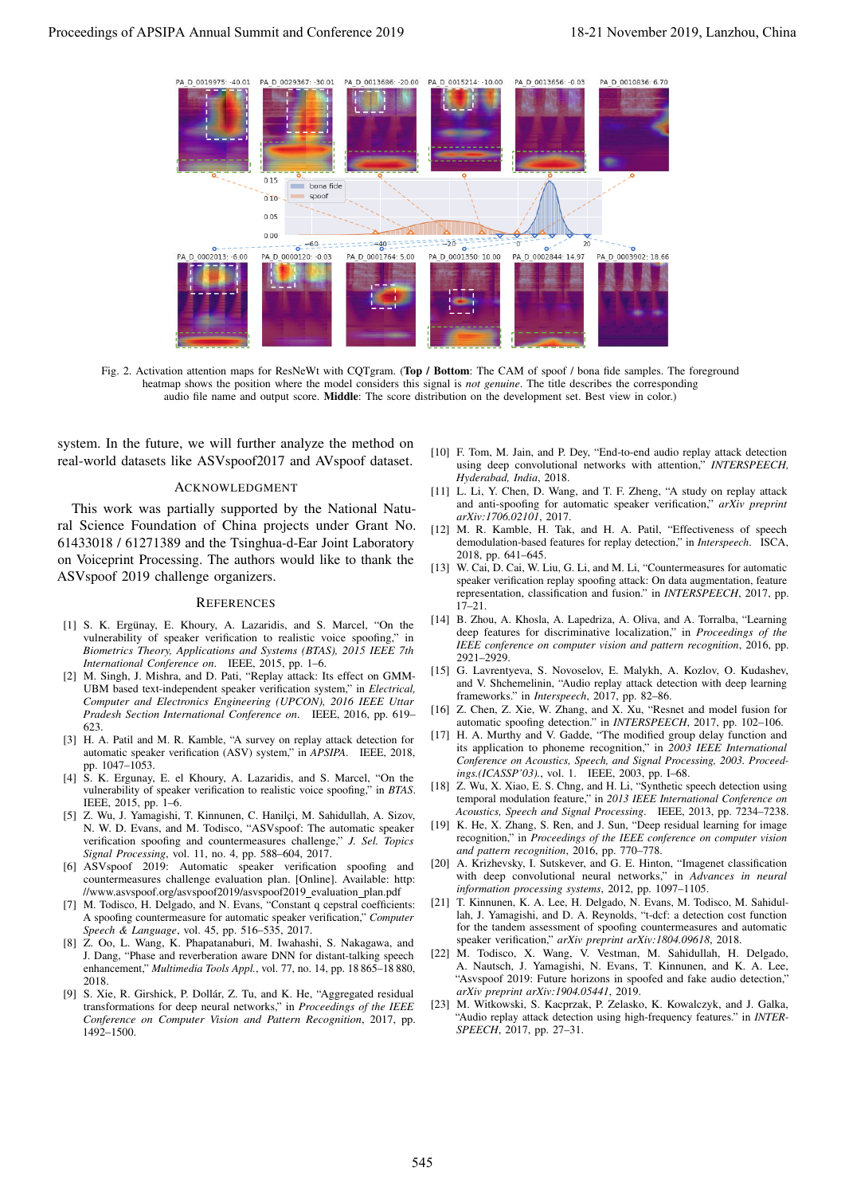PA_D_0019975: -40.01 PA_D_0029367: -30.01 PA_D_0013686: -20.00 PA_D_0015214: -10.00 PA_D_0013656: -0.03 PA_D_0010836: 6.70

0.15
0.10
0.05
0.00
−60 −40 −20 0 20

bona fide
spoof

PA_D_0002013: -6.00 PA_D_0000120: -0.03 PA_D_0001764: 5.00 PA_D_0001350: 10.00 PA_D_0002844: 14.97 PA_D_0003902: 18.66

Fig. 2. Activation attention maps for ResNeWt with CQTgram. (**Top / Bottom**: The CAM of spoof / bona fide samples. The foreground heatmap shows the position where the model considers this signal is *not genuine*. The title describes the corresponding audio file name and output score. **Middle**: The score distribution on the development set. Best view in color.)

system. In the future, we will further analyze the method on real-world datasets like ASVspoof2017 and AVspoof dataset.

## Acknowledgment

This work was partially supported by the National Natural Science Foundation of China projects under Grant No. 61433018 / 61271389 and the Tsinghua-d-Ear Joint Laboratory on Voiceprint Processing. The authors would like to thank the ASVspoof 2019 challenge organizers.

## References

[1] S. K. Ergünay, E. Khoury, A. Lazaridis, and S. Marcel, "On the vulnerability of speaker verification to realistic voice spoofing," in *Biometrics Theory, Applications and Systems (BTAS), 2015 IEEE 7th International Conference on*. IEEE, 2015, pp. 1–6.

[2] M. Singh, J. Mishra, and D. Pati, "Replay attack: Its effect on GMM-UBM based text-independent speaker verification system," in *Electrical, Computer and Electronics Engineering (UPCON), 2016 IEEE Uttar Pradesh Section International Conference on*. IEEE, 2016, pp. 619–623.

[3] H. A. Patil and M. R. Kamble, "A survey on replay attack detection for automatic speaker verification (ASV) system," in *APSIPA*. IEEE, 2018, pp. 1047–1053.

[4] S. K. Ergunay, E. el Khoury, A. Lazaridis, and S. Marcel, "On the vulnerability of speaker verification to realistic voice spoofing," in *BTAS*. IEEE, 2015, pp. 1–6.

[5] Z. Wu, J. Yamagishi, T. Kinnunen, C. Hanilçi, M. Sahidullah, A. Sizov, N. W. D. Evans, and M. Todisco, "ASVspoof: The automatic speaker verification spoofing and countermeasures challenge," *J. Sel. Topics Signal Processing*, vol. 11, no. 4, pp. 588–604, 2017.

[6] ASVspoof 2019: Automatic speaker verification spoofing and countermeasures challenge evaluation plan. [Online]. Available: http://www.asvspoof.org/asvspoof2019/asvspoof2019_evaluation_plan.pdf

[7] M. Todisco, H. Delgado, and N. Evans, "Constant q cepstral coefficients: A spoofing countermeasure for automatic speaker verification," *Computer Speech & Language*, vol. 45, pp. 516–535, 2017.

[8] Z. Oo, L. Wang, K. Phapatanaburi, M. Iwahashi, S. Nakagawa, and J. Dang, "Phase and reverberation aware DNN for distant-talking speech enhancement," *Multimedia Tools Appl.*, vol. 77, no. 14, pp. 18 865–18 880, 2018.

[9] S. Xie, R. Girshick, P. Dollár, Z. Tu, and K. He, "Aggregated residual transformations for deep neural networks," in *Proceedings of the IEEE Conference on Computer Vision and Pattern Recognition*, 2017, pp. 1492–1500.

[10] F. Tom, M. Jain, and P. Dey, "End-to-end audio replay attack detection using deep convolutional networks with attention," *INTERSPEECH, Hyderabad, India*, 2018.

[11] L. Li, Y. Chen, D. Wang, and T. F. Zheng, "A study on replay attack and anti-spoofing for automatic speaker verification," *arXiv preprint arXiv:1706.02101*, 2017.

[12] M. R. Kamble, H. Tak, and H. A. Patil, "Effectiveness of speech demodulation-based features for replay detection," in *Interspeech*. ISCA, 2018, pp. 641–645.

[13] W. Cai, D. Cai, W. Liu, G. Li, and M. Li, "Countermeasures for automatic speaker verification replay spoofing attack: On data augmentation, feature representation, classification and fusion." in *INTERSPEECH*, 2017, pp. 17–21.

[14] B. Zhou, A. Khosla, A. Lapedriza, A. Oliva, and A. Torralba, "Learning deep features for discriminative localization," in *Proceedings of the IEEE conference on computer vision and pattern recognition*, 2016, pp. 2921–2929.

[15] G. Lavrentyeva, S. Novoselov, E. Malykh, A. Kozlov, O. Kudashev, and V. Shchemelinin, "Audio replay attack detection with deep learning frameworks." in *Interspeech*, 2017, pp. 82–86.

[16] Z. Chen, Z. Xie, W. Zhang, and X. Xu, "Resnet and model fusion for automatic spoofing detection." in *INTERSPEECH*, 2017, pp. 102–106.

[17] H. A. Murthy and V. Gadde, "The modified group delay function and its application to phoneme recognition," in *2003 IEEE International Conference on Acoustics, Speech, and Signal Processing, 2003. Proceedings.(ICASSP'03).*, vol. 1. IEEE, 2003, pp. I–68.

[18] Z. Wu, X. Xiao, E. S. Chng, and H. Li, "Synthetic speech detection using temporal modulation feature," in *2013 IEEE International Conference on Acoustics, Speech and Signal Processing*. IEEE, 2013, pp. 7234–7238.

[19] K. He, X. Zhang, S. Ren, and J. Sun, "Deep residual learning for image recognition," in *Proceedings of the IEEE conference on computer vision and pattern recognition*, 2016, pp. 770–778.

[20] A. Krizhevsky, I. Sutskever, and G. E. Hinton, "Imagenet classification with deep convolutional neural networks," in *Advances in neural information processing systems*, 2012, pp. 1097–1105.

[21] T. Kinnunen, K. A. Lee, H. Delgado, N. Evans, M. Todisco, M. Sahidullah, J. Yamagishi, and D. A. Reynolds, "t-dcf: a detection cost function for the tandem assessment of spoofing countermeasures and automatic speaker verification," *arXiv preprint arXiv:1804.09618*, 2018.

[22] M. Todisco, X. Wang, V. Vestman, M. Sahidullah, H. Delgado, A. Nautsch, J. Yamagishi, N. Evans, T. Kinnunen, and K. A. Lee, "Asvspoof 2019: Future horizons in spoofed and fake audio detection," *arXiv preprint arXiv:1904.05441*, 2019.

[23] M. Witkowski, S. Kacprzak, P. Zelasko, K. Kowalczyk, and J. Galka, "Audio replay attack detection using high-frequency features." in *INTERSPEECH*, 2017, pp. 27–31.